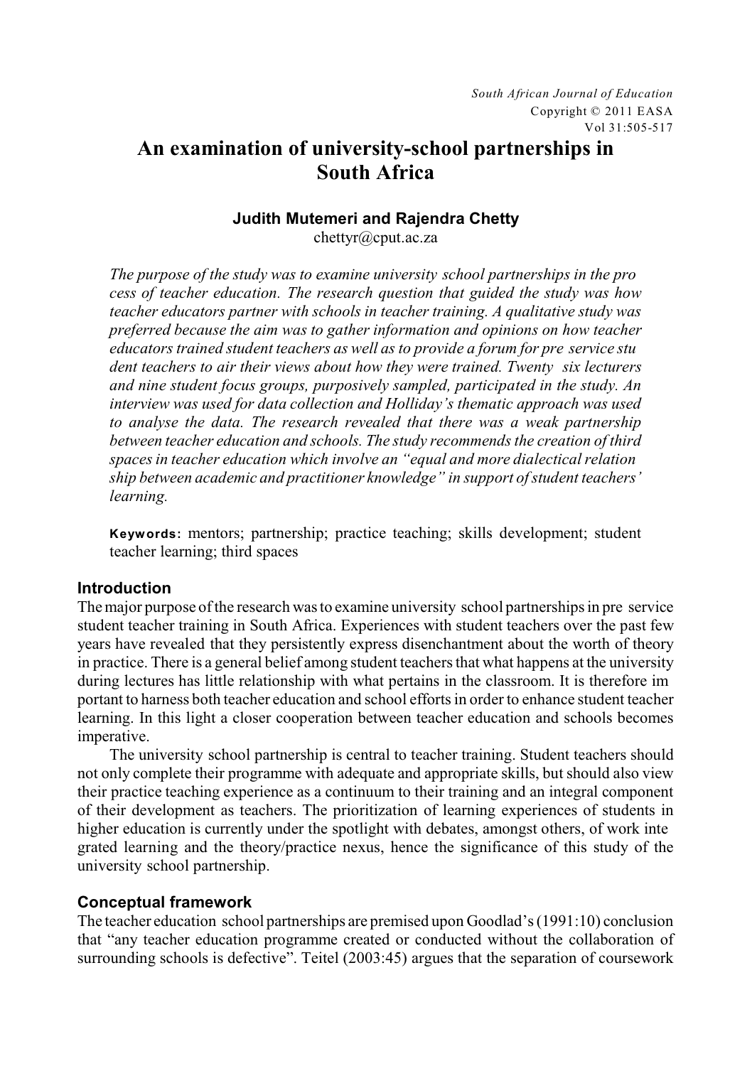# An examination of university-school partnerships in South Africa

**Judith Mutemeri and Rajendra Chetty**
chettyr@cput.ac.za

*The purpose of the study was to examine university school partnerships in the pro cess of teacher education. The research question that guided the study was how teacher educators partner with schools in teacher training. A qualitative study was preferred because the aim was to gather information and opinions on how teacher educators trained student teachers as well as to provide a forum for pre service stu dent teachers to air their views about how they were trained. Twenty six lecturers and nine student focus groups, purposively sampled, participated in the study. An interview was used for data collection and Holliday's thematic approach was used to analyse the data. The research revealed that there was a weak partnership between teacher education and schools. The study recommends the creation of third spaces in teacher education which involve an "equal and more dialectical relation ship between academic and practitioner knowledge" in support of student teachers' learning.*

**Keywords:** mentors; partnership; practice teaching; skills development; student teacher learning; third spaces

## Introduction

The major purpose of the research was to examine university school partnerships in pre service student teacher training in South Africa. Experiences with student teachers over the past few years have revealed that they persistently express disenchantment about the worth of theory in practice. There is a general belief among student teachers that what happens at the university during lectures has little relationship with what pertains in the classroom. It is therefore im portant to harness both teacher education and school efforts in order to enhance student teacher learning. In this light a closer cooperation between teacher education and schools becomes imperative.

The university school partnership is central to teacher training. Student teachers should not only complete their programme with adequate and appropriate skills, but should also view their practice teaching experience as a continuum to their training and an integral component of their development as teachers. The prioritization of learning experiences of students in higher education is currently under the spotlight with debates, amongst others, of work inte grated learning and the theory/practice nexus, hence the significance of this study of the university school partnership.

## Conceptual framework

The teacher education school partnerships are premised upon Goodlad's (1991:10) conclusion that "any teacher education programme created or conducted without the collaboration of surrounding schools is defective". Teitel (2003:45) argues that the separation of coursework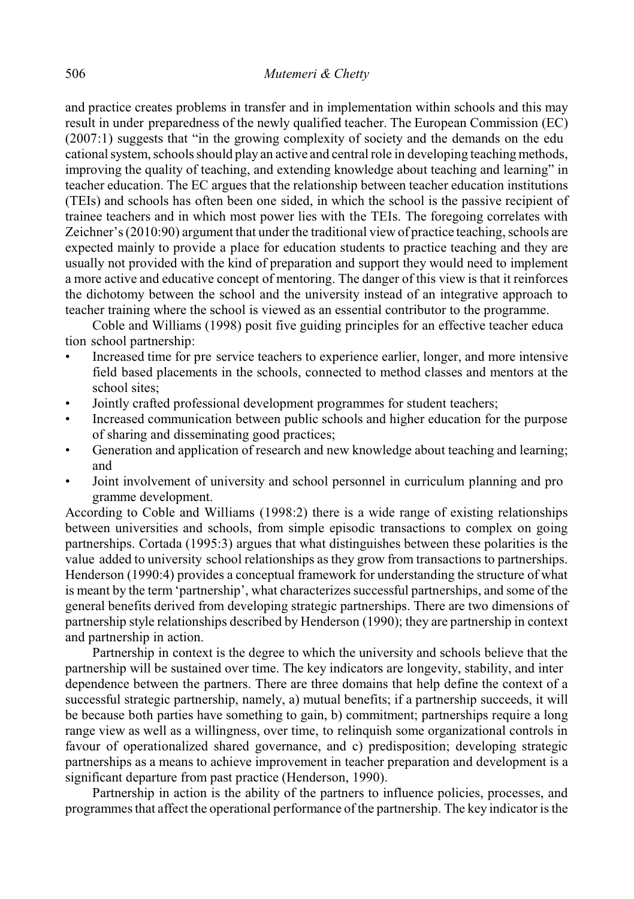and practice creates problems in transfer and in implementation within schools and this may result in under preparedness of the newly qualified teacher. The European Commission (EC) (2007:1) suggests that "in the growing complexity of society and the demands on the edu cational system, schools should play an active and central role in developing teaching methods, improving the quality of teaching, and extending knowledge about teaching and learning" in teacher education. The EC argues that the relationship between teacher education institutions (TEIs) and schools has often been one sided, in which the school is the passive recipient of trainee teachers and in which most power lies with the TEIs. The foregoing correlates with Zeichner's (2010:90) argument that under the traditional view of practice teaching, schools are expected mainly to provide a place for education students to practice teaching and they are usually not provided with the kind of preparation and support they would need to implement a more active and educative concept of mentoring. The danger of this view is that it reinforces the dichotomy between the school and the university instead of an integrative approach to teacher training where the school is viewed as an essential contributor to the programme.

Coble and Williams (1998) posit five guiding principles for an effective teacher educa tion school partnership:

- Increased time for pre service teachers to experience earlier, longer, and more intensive field based placements in the schools, connected to method classes and mentors at the school sites;
- Jointly crafted professional development programmes for student teachers;
- Increased communication between public schools and higher education for the purpose of sharing and disseminating good practices;
- Generation and application of research and new knowledge about teaching and learning; and
- Joint involvement of university and school personnel in curriculum planning and pro gramme development.

According to Coble and Williams (1998:2) there is a wide range of existing relationships between universities and schools, from simple episodic transactions to complex on going partnerships. Cortada (1995:3) argues that what distinguishes between these polarities is the value added to university school relationships as they grow from transactions to partnerships. Henderson (1990:4) provides a conceptual framework for understanding the structure of what is meant by the term 'partnership', what characterizes successful partnerships, and some of the general benefits derived from developing strategic partnerships. There are two dimensions of partnership style relationships described by Henderson (1990); they are partnership in context and partnership in action.

Partnership in context is the degree to which the university and schools believe that the partnership will be sustained over time. The key indicators are longevity, stability, and inter dependence between the partners. There are three domains that help define the context of a successful strategic partnership, namely, a) mutual benefits; if a partnership succeeds, it will be because both parties have something to gain, b) commitment; partnerships require a long range view as well as a willingness, over time, to relinquish some organizational controls in favour of operationalized shared governance, and c) predisposition; developing strategic partnerships as a means to achieve improvement in teacher preparation and development is a significant departure from past practice (Henderson, 1990).

Partnership in action is the ability of the partners to influence policies, processes, and programmes that affect the operational performance of the partnership. The key indicator is the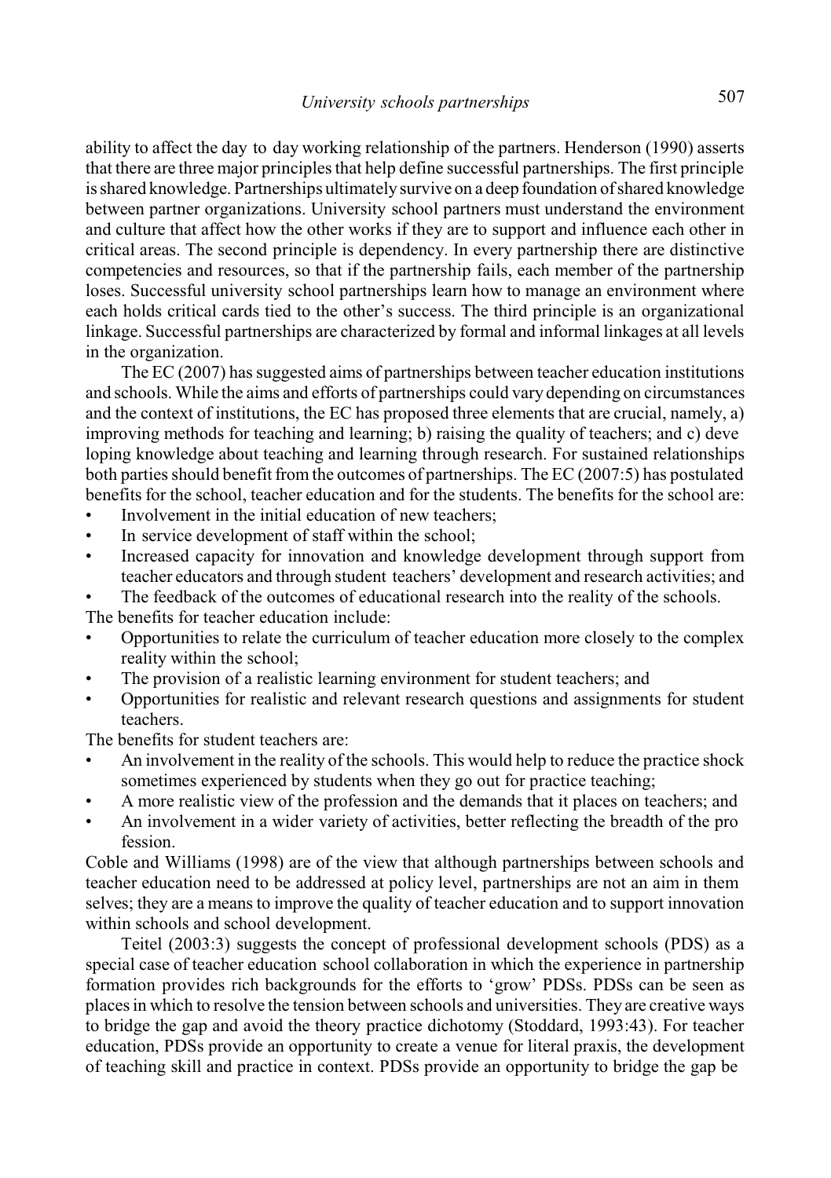ability to affect the day to day working relationship of the partners. Henderson (1990) asserts that there are three major principles that help define successful partnerships. The first principle is shared knowledge. Partnerships ultimately survive on a deep foundation of shared knowledge between partner organizations. University school partners must understand the environment and culture that affect how the other works if they are to support and influence each other in critical areas. The second principle is dependency. In every partnership there are distinctive competencies and resources, so that if the partnership fails, each member of the partnership loses. Successful university school partnerships learn how to manage an environment where each holds critical cards tied to the other's success. The third principle is an organizational linkage. Successful partnerships are characterized by formal and informal linkages at all levels in the organization.

The EC (2007) has suggested aims of partnerships between teacher education institutions and schools. While the aims and efforts of partnerships could vary depending on circumstances and the context of institutions, the EC has proposed three elements that are crucial, namely, a) improving methods for teaching and learning; b) raising the quality of teachers; and c) developing knowledge about teaching and learning through research. For sustained relationships both parties should benefit from the outcomes of partnerships. The EC (2007:5) has postulated benefits for the school, teacher education and for the students. The benefits for the school are:

- Involvement in the initial education of new teachers;
- In service development of staff within the school;
- Increased capacity for innovation and knowledge development through support from teacher educators and through student teachers' development and research activities; and
- The feedback of the outcomes of educational research into the reality of the schools.

The benefits for teacher education include:

- Opportunities to relate the curriculum of teacher education more closely to the complex reality within the school;
- The provision of a realistic learning environment for student teachers; and
- Opportunities for realistic and relevant research questions and assignments for student teachers.

The benefits for student teachers are:

- An involvement in the reality of the schools. This would help to reduce the practice shock sometimes experienced by students when they go out for practice teaching;
- A more realistic view of the profession and the demands that it places on teachers; and
- An involvement in a wider variety of activities, better reflecting the breadth of the profession.

Coble and Williams (1998) are of the view that although partnerships between schools and teacher education need to be addressed at policy level, partnerships are not an aim in themselves; they are a means to improve the quality of teacher education and to support innovation within schools and school development.

Teitel (2003:3) suggests the concept of professional development schools (PDS) as a special case of teacher education school collaboration in which the experience in partnership formation provides rich backgrounds for the efforts to 'grow' PDSs. PDSs can be seen as places in which to resolve the tension between schools and universities. They are creative ways to bridge the gap and avoid the theory practice dichotomy (Stoddard, 1993:43). For teacher education, PDSs provide an opportunity to create a venue for literal praxis, the development of teaching skill and practice in context. PDSs provide an opportunity to bridge the gap be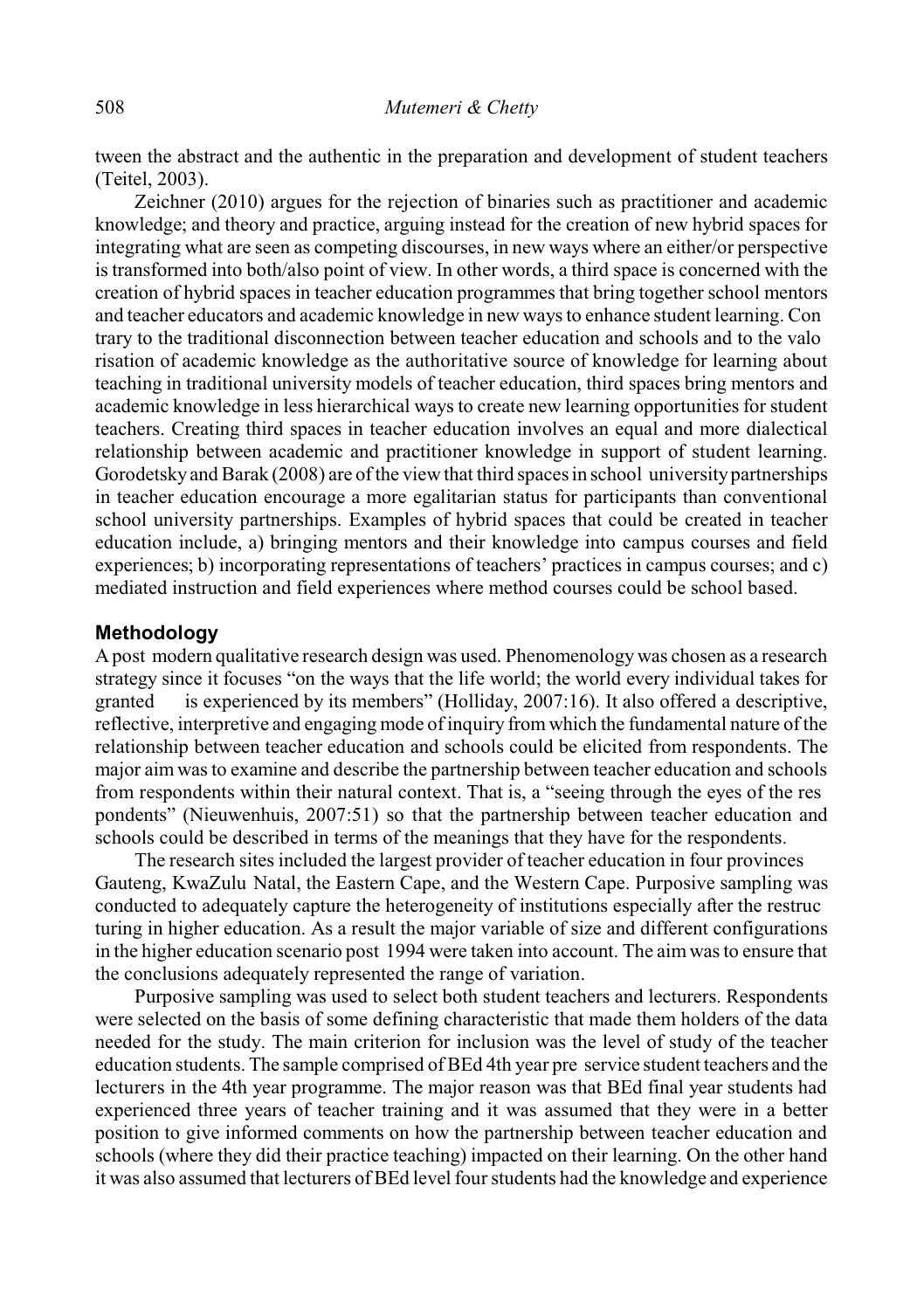tween the abstract and the authentic in the preparation and development of student teachers (Teitel, 2003).

Zeichner (2010) argues for the rejection of binaries such as practitioner and academic knowledge; and theory and practice, arguing instead for the creation of new hybrid spaces for integrating what are seen as competing discourses, in new ways where an either/or perspective is transformed into both/also point of view. In other words, a third space is concerned with the creation of hybrid spaces in teacher education programmes that bring together school mentors and teacher educators and academic knowledge in new ways to enhance student learning. Contrary to the traditional disconnection between teacher education and schools and to the valorisation of academic knowledge as the authoritative source of knowledge for learning about teaching in traditional university models of teacher education, third spaces bring mentors and academic knowledge in less hierarchical ways to create new learning opportunities for student teachers. Creating third spaces in teacher education involves an equal and more dialectical relationship between academic and practitioner knowledge in support of student learning. Gorodetsky and Barak (2008) are of the view that third spaces in school university partnerships in teacher education encourage a more egalitarian status for participants than conventional school university partnerships. Examples of hybrid spaces that could be created in teacher education include, a) bringing mentors and their knowledge into campus courses and field experiences; b) incorporating representations of teachers' practices in campus courses; and c) mediated instruction and field experiences where method courses could be school based.

## Methodology

A post modern qualitative research design was used. Phenomenology was chosen as a research strategy since it focuses "on the ways that the life world; the world every individual takes for granted is experienced by its members" (Holliday, 2007:16). It also offered a descriptive, reflective, interpretive and engaging mode of inquiry from which the fundamental nature of the relationship between teacher education and schools could be elicited from respondents. The major aim was to examine and describe the partnership between teacher education and schools from respondents within their natural context. That is, a "seeing through the eyes of the respondents" (Nieuwenhuis, 2007:51) so that the partnership between teacher education and schools could be described in terms of the meanings that they have for the respondents.

The research sites included the largest provider of teacher education in four provinces Gauteng, KwaZulu Natal, the Eastern Cape, and the Western Cape. Purposive sampling was conducted to adequately capture the heterogeneity of institutions especially after the restructuring in higher education. As a result the major variable of size and different configurations in the higher education scenario post 1994 were taken into account. The aim was to ensure that the conclusions adequately represented the range of variation.

Purposive sampling was used to select both student teachers and lecturers. Respondents were selected on the basis of some defining characteristic that made them holders of the data needed for the study. The main criterion for inclusion was the level of study of the teacher education students. The sample comprised of BEd 4th year pre service student teachers and the lecturers in the 4th year programme. The major reason was that BEd final year students had experienced three years of teacher training and it was assumed that they were in a better position to give informed comments on how the partnership between teacher education and schools (where they did their practice teaching) impacted on their learning. On the other hand it was also assumed that lecturers of BEd level four students had the knowledge and experience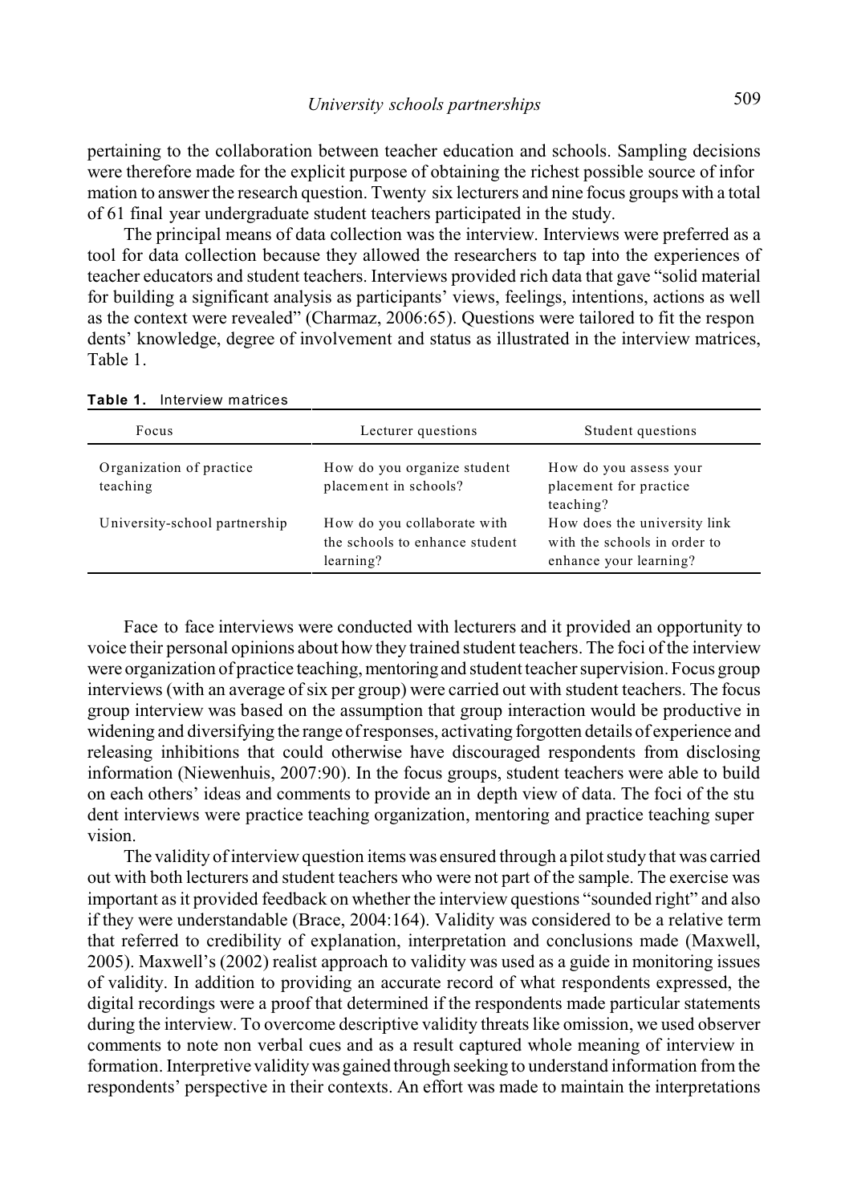pertaining to the collaboration between teacher education and schools. Sampling decisions were therefore made for the explicit purpose of obtaining the richest possible source of infor mation to answer the research question. Twenty six lecturers and nine focus groups with a total of 61 final year undergraduate student teachers participated in the study.

The principal means of data collection was the interview. Interviews were preferred as a tool for data collection because they allowed the researchers to tap into the experiences of teacher educators and student teachers. Interviews provided rich data that gave "solid material for building a significant analysis as participants' views, feelings, intentions, actions as well as the context were revealed" (Charmaz, 2006:65). Questions were tailored to fit the respon dents' knowledge, degree of involvement and status as illustrated in the interview matrices, Table 1.

**Table 1.** Interview matrices

| Focus | Lecturer questions | Student questions |
|---|---|---|
| Organization of practice teaching | How do you organize student placement in schools? | How do you assess your placement for practice teaching? |
| University-school partnership | How do you collaborate with the schools to enhance student learning? | How does the university link with the schools in order to enhance your learning? |

Face to face interviews were conducted with lecturers and it provided an opportunity to voice their personal opinions about how they trained student teachers. The foci of the interview were organization of practice teaching, mentoring and student teacher supervision. Focus group interviews (with an average of six per group) were carried out with student teachers. The focus group interview was based on the assumption that group interaction would be productive in widening and diversifying the range of responses, activating forgotten details of experience and releasing inhibitions that could otherwise have discouraged respondents from disclosing information (Niewenhuis, 2007:90). In the focus groups, student teachers were able to build on each others' ideas and comments to provide an in depth view of data. The foci of the stu dent interviews were practice teaching organization, mentoring and practice teaching super vision.

The validity of interview question items was ensured through a pilot study that was carried out with both lecturers and student teachers who were not part of the sample. The exercise was important as it provided feedback on whether the interview questions "sounded right" and also if they were understandable (Brace, 2004:164). Validity was considered to be a relative term that referred to credibility of explanation, interpretation and conclusions made (Maxwell, 2005). Maxwell's (2002) realist approach to validity was used as a guide in monitoring issues of validity. In addition to providing an accurate record of what respondents expressed, the digital recordings were a proof that determined if the respondents made particular statements during the interview. To overcome descriptive validity threats like omission, we used observer comments to note non verbal cues and as a result captured whole meaning of interview in formation. Interpretive validity was gained through seeking to understand information from the respondents' perspective in their contexts. An effort was made to maintain the interpretations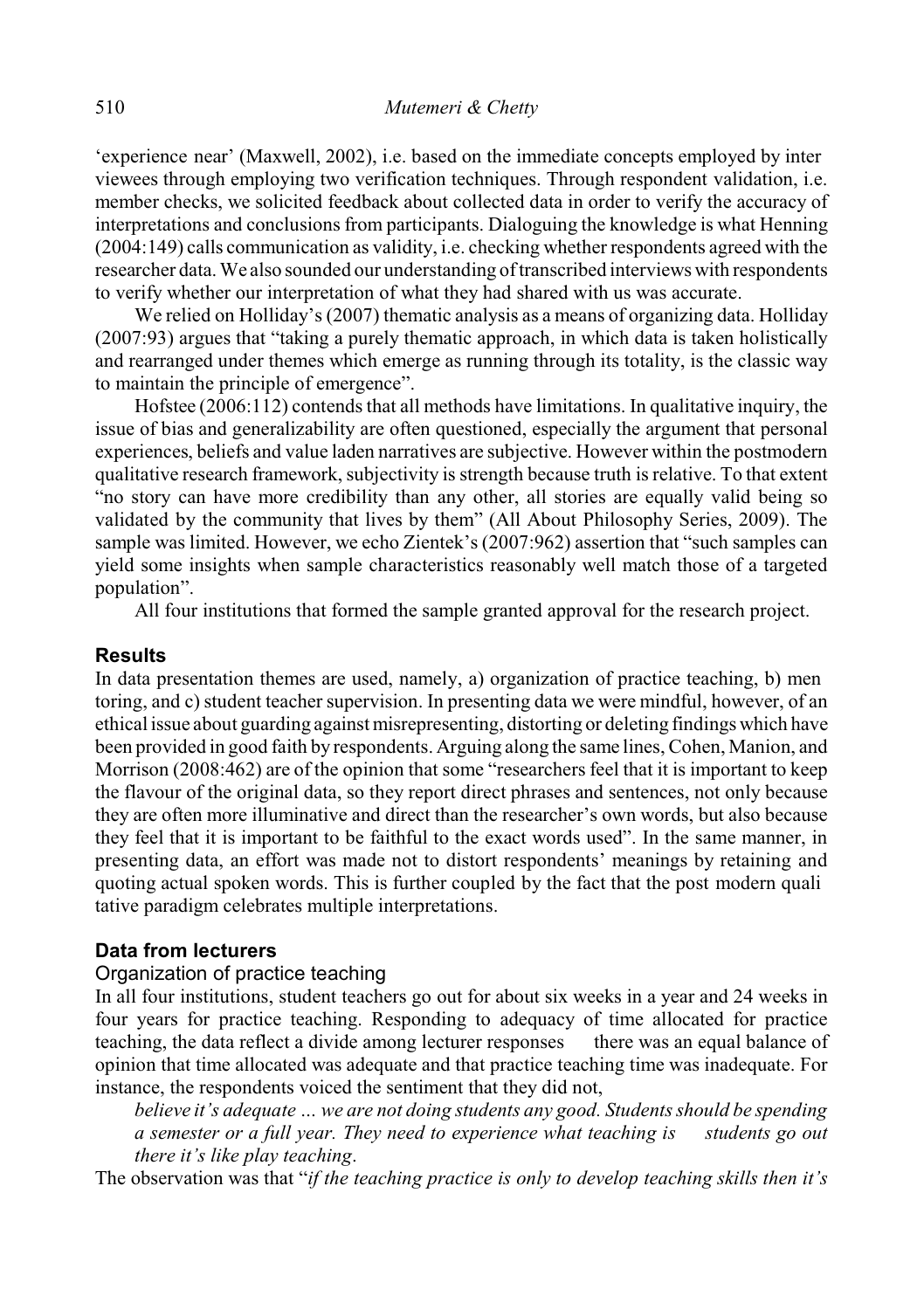'experience near' (Maxwell, 2002), i.e. based on the immediate concepts employed by interviewees through employing two verification techniques. Through respondent validation, i.e. member checks, we solicited feedback about collected data in order to verify the accuracy of interpretations and conclusions from participants. Dialoguing the knowledge is what Henning (2004:149) calls communication as validity, i.e. checking whether respondents agreed with the researcher data. We also sounded our understanding of transcribed interviews with respondents to verify whether our interpretation of what they had shared with us was accurate.

We relied on Holliday's (2007) thematic analysis as a means of organizing data. Holliday (2007:93) argues that "taking a purely thematic approach, in which data is taken holistically and rearranged under themes which emerge as running through its totality, is the classic way to maintain the principle of emergence".

Hofstee (2006:112) contends that all methods have limitations. In qualitative inquiry, the issue of bias and generalizability are often questioned, especially the argument that personal experiences, beliefs and value laden narratives are subjective. However within the postmodern qualitative research framework, subjectivity is strength because truth is relative. To that extent "no story can have more credibility than any other, all stories are equally valid being so validated by the community that lives by them" (All About Philosophy Series, 2009). The sample was limited. However, we echo Zientek's (2007:962) assertion that "such samples can yield some insights when sample characteristics reasonably well match those of a targeted population".

All four institutions that formed the sample granted approval for the research project.

## Results

In data presentation themes are used, namely, a) organization of practice teaching, b) mentoring, and c) student teacher supervision. In presenting data we were mindful, however, of an ethical issue about guarding against misrepresenting, distorting or deleting findings which have been provided in good faith by respondents. Arguing along the same lines, Cohen, Manion, and Morrison (2008:462) are of the opinion that some "researchers feel that it is important to keep the flavour of the original data, so they report direct phrases and sentences, not only because they are often more illuminative and direct than the researcher's own words, but also because they feel that it is important to be faithful to the exact words used". In the same manner, in presenting data, an effort was made not to distort respondents' meanings by retaining and quoting actual spoken words. This is further coupled by the fact that the post modern qualitative paradigm celebrates multiple interpretations.

## Data from lecturers

### Organization of practice teaching

In all four institutions, student teachers go out for about six weeks in a year and 24 weeks in four years for practice teaching. Responding to adequacy of time allocated for practice teaching, the data reflect a divide among lecturer responses — there was an equal balance of opinion that time allocated was adequate and that practice teaching time was inadequate. For instance, the respondents voiced the sentiment that they did not,

> *believe it's adequate ... we are not doing students any good. Students should be spending a semester or a full year. They need to experience what teaching is — students go out there it's like play teaching.*

The observation was that "*if the teaching practice is only to develop teaching skills then it's*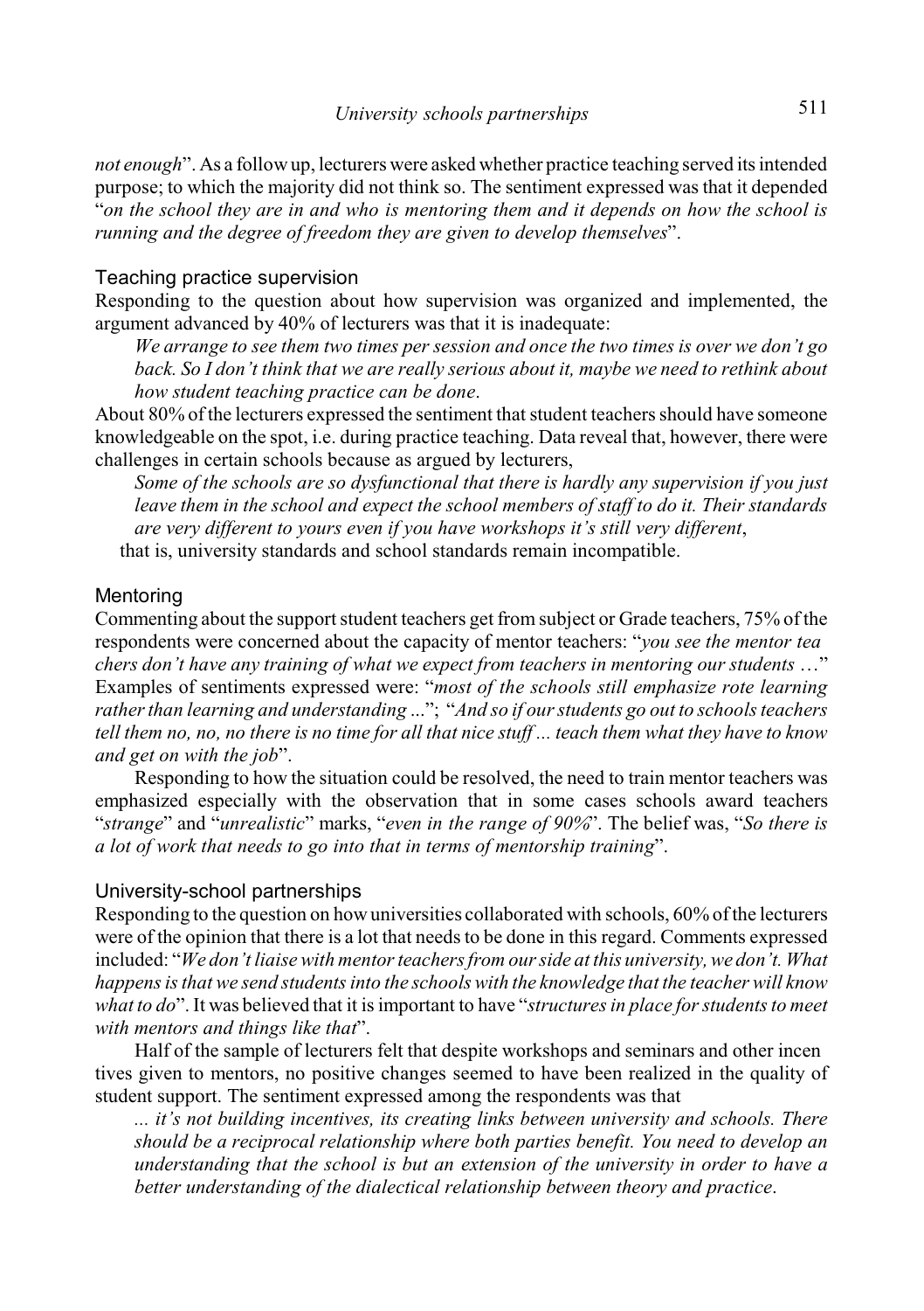*not enough*". As a follow up, lecturers were asked whether practice teaching served its intended purpose; to which the majority did not think so. The sentiment expressed was that it depended "*on the school they are in and who is mentoring them and it depends on how the school is running and the degree of freedom they are given to develop themselves*".

### Teaching practice supervision

Responding to the question about how supervision was organized and implemented, the argument advanced by 40% of lecturers was that it is inadequate:

> *We arrange to see them two times per session and once the two times is over we don't go back. So I don't think that we are really serious about it, maybe we need to rethink about how student teaching practice can be done*.

About 80% of the lecturers expressed the sentiment that student teachers should have someone knowledgeable on the spot, i.e. during practice teaching. Data reveal that, however, there were challenges in certain schools because as argued by lecturers,

> *Some of the schools are so dysfunctional that there is hardly any supervision if you just leave them in the school and expect the school members of staff to do it. Their standards are very different to yours even if you have workshops it's still very different*,

that is, university standards and school standards remain incompatible.

### Mentoring

Commenting about the support student teachers get from subject or Grade teachers, 75% of the respondents were concerned about the capacity of mentor teachers: "*you see the mentor teachers don't have any training of what we expect from teachers in mentoring our students* …" Examples of sentiments expressed were: "*most of the schools still emphasize rote learning rather than learning and understanding* ..."; "*And so if our students go out to schools teachers tell them no, no, no there is no time for all that nice stuff ... teach them what they have to know and get on with the job*".

Responding to how the situation could be resolved, the need to train mentor teachers was emphasized especially with the observation that in some cases schools award teachers "*strange*" and "*unrealistic*" marks, "*even in the range of 90%*". The belief was, "*So there is a lot of work that needs to go into that in terms of mentorship training*".

### University-school partnerships

Responding to the question on how universities collaborated with schools, 60% of the lecturers were of the opinion that there is a lot that needs to be done in this regard. Comments expressed included: "*We don't liaise with mentor teachers from our side at this university, we don't. What happens is that we send students into the schools with the knowledge that the teacher will know what to do*". It was believed that it is important to have "*structures in place for students to meet with mentors and things like that*".

Half of the sample of lecturers felt that despite workshops and seminars and other incentives given to mentors, no positive changes seemed to have been realized in the quality of student support. The sentiment expressed among the respondents was that

> *... it's not building incentives, its creating links between university and schools. There should be a reciprocal relationship where both parties benefit. You need to develop an understanding that the school is but an extension of the university in order to have a better understanding of the dialectical relationship between theory and practice*.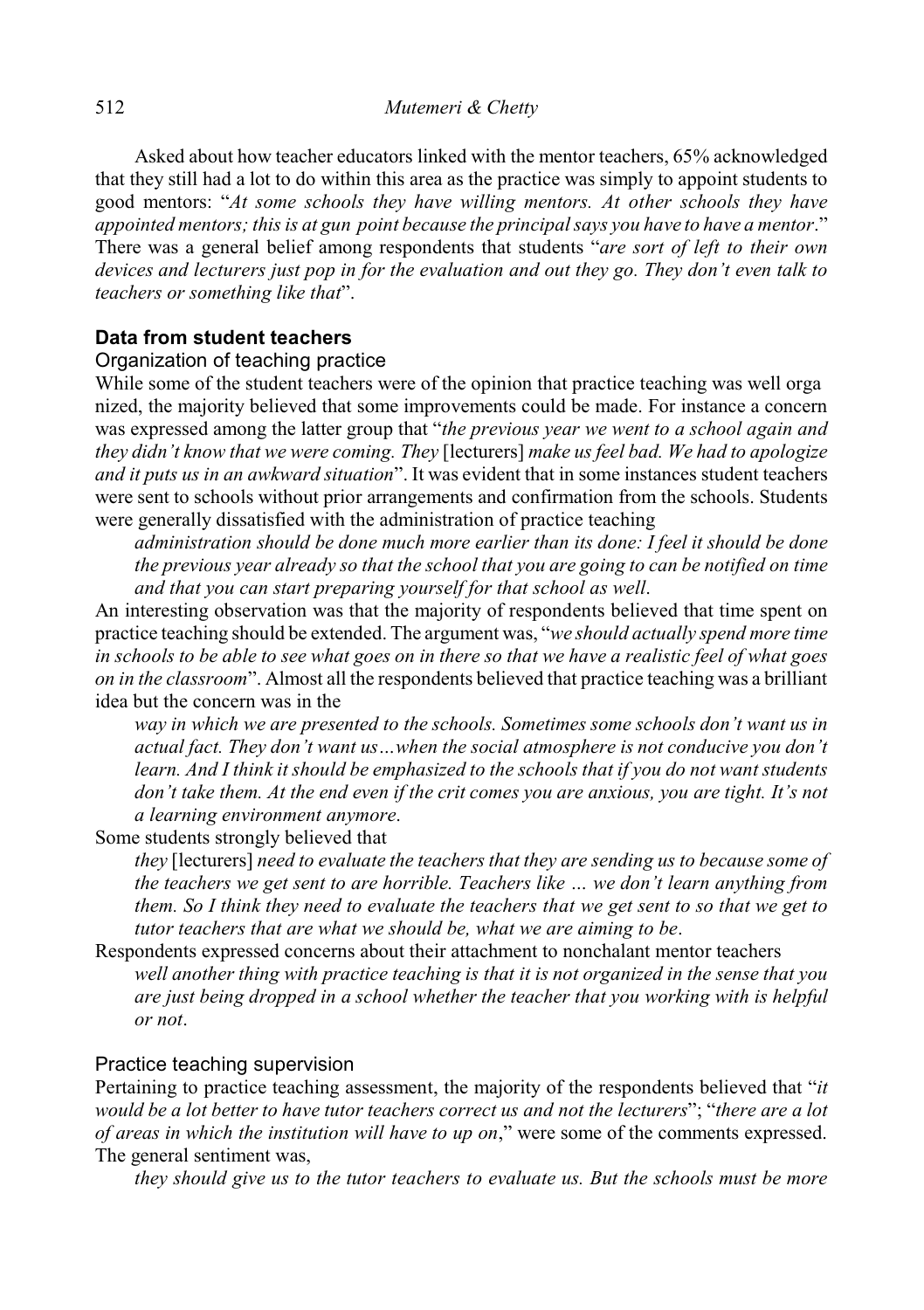Asked about how teacher educators linked with the mentor teachers, 65% acknowledged that they still had a lot to do within this area as the practice was simply to appoint students to good mentors: "*At some schools they have willing mentors. At other schools they have appointed mentors; this is at gun point because the principal says you have to have a mentor*." There was a general belief among respondents that students "*are sort of left to their own devices and lecturers just pop in for the evaluation and out they go. They don't even talk to teachers or something like that*".

## Data from student teachers

### Organization of teaching practice

While some of the student teachers were of the opinion that practice teaching was well organized, the majority believed that some improvements could be made. For instance a concern was expressed among the latter group that "*the previous year we went to a school again and they didn't know that we were coming. They* [lecturers] *make us feel bad. We had to apologize and it puts us in an awkward situation*". It was evident that in some instances student teachers were sent to schools without prior arrangements and confirmation from the schools. Students were generally dissatisfied with the administration of practice teaching

> *administration should be done much more earlier than its done: I feel it should be done the previous year already so that the school that you are going to can be notified on time and that you can start preparing yourself for that school as well*.

An interesting observation was that the majority of respondents believed that time spent on practice teaching should be extended. The argument was, "*we should actually spend more time in schools to be able to see what goes on in there so that we have a realistic feel of what goes on in the classroom*". Almost all the respondents believed that practice teaching was a brilliant idea but the concern was in the

> *way in which we are presented to the schools. Sometimes some schools don't want us in actual fact. They don't want us…when the social atmosphere is not conducive you don't learn. And I think it should be emphasized to the schools that if you do not want students don't take them. At the end even if the crit comes you are anxious, you are tight. It's not a learning environment anymore*.

Some students strongly believed that

> *they* [lecturers] *need to evaluate the teachers that they are sending us to because some of the teachers we get sent to are horrible. Teachers like … we don't learn anything from them. So I think they need to evaluate the teachers that we get sent to so that we get to tutor teachers that are what we should be, what we are aiming to be*.

Respondents expressed concerns about their attachment to nonchalant mentor teachers

> *well another thing with practice teaching is that it is not organized in the sense that you are just being dropped in a school whether the teacher that you working with is helpful or not*.

### Practice teaching supervision

Pertaining to practice teaching assessment, the majority of the respondents believed that "*it would be a lot better to have tutor teachers correct us and not the lecturers*"; "*there are a lot of areas in which the institution will have to up on*," were some of the comments expressed. The general sentiment was,

> *they should give us to the tutor teachers to evaluate us. But the schools must be more*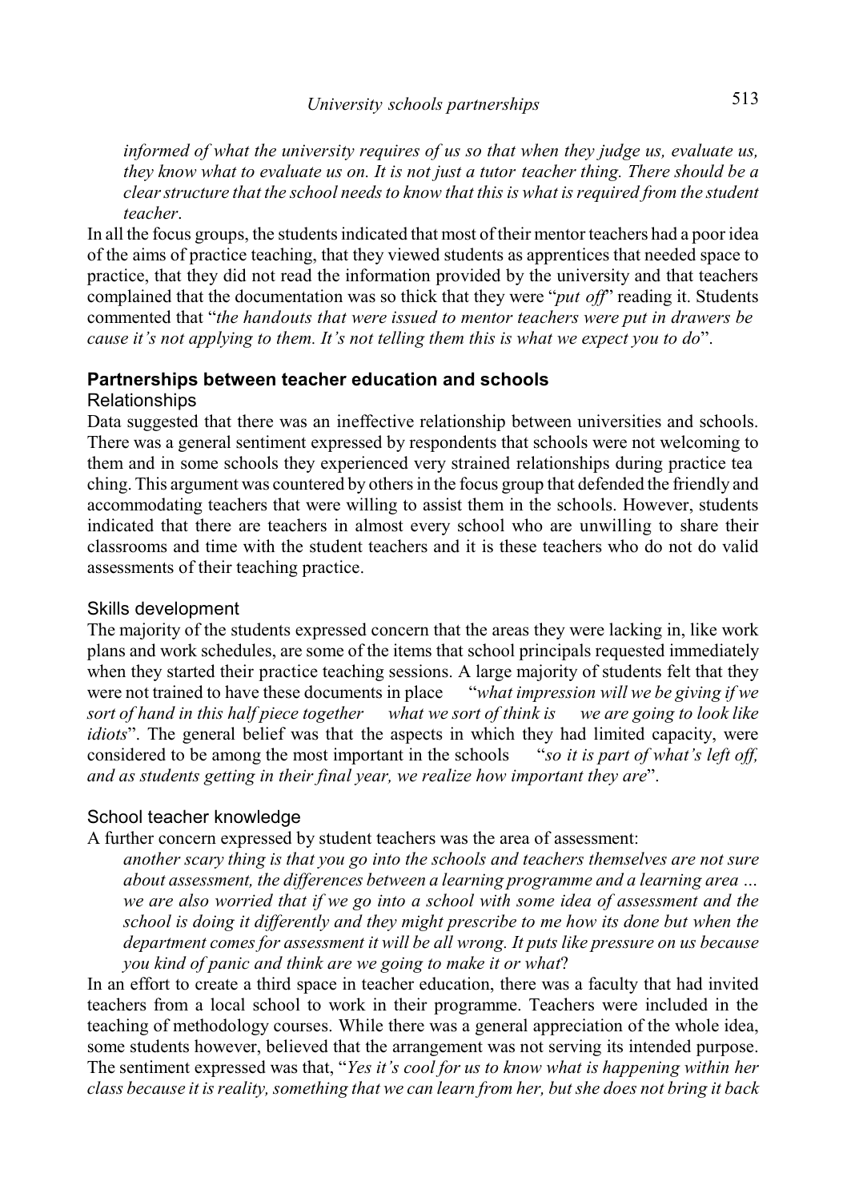*informed of what the university requires of us so that when they judge us, evaluate us, they know what to evaluate us on. It is not just a tutor teacher thing. There should be a clear structure that the school needs to know that this is what is required from the student teacher*.

In all the focus groups, the students indicated that most of their mentor teachers had a poor idea of the aims of practice teaching, that they viewed students as apprentices that needed space to practice, that they did not read the information provided by the university and that teachers complained that the documentation was so thick that they were "*put off*" reading it. Students commented that "*the handouts that were issued to mentor teachers were put in drawers be cause it's not applying to them. It's not telling them this is what we expect you to do*".

## Partnerships between teacher education and schools

### Relationships

Data suggested that there was an ineffective relationship between universities and schools. There was a general sentiment expressed by respondents that schools were not welcoming to them and in some schools they experienced very strained relationships during practice tea ching. This argument was countered by others in the focus group that defended the friendly and accommodating teachers that were willing to assist them in the schools. However, students indicated that there are teachers in almost every school who are unwilling to share their classrooms and time with the student teachers and it is these teachers who do not do valid assessments of their teaching practice.

### Skills development

The majority of the students expressed concern that the areas they were lacking in, like work plans and work schedules, are some of the items that school principals requested immediately when they started their practice teaching sessions. A large majority of students felt that they were not trained to have these documents in place "*what impression will we be giving if we sort of hand in this half piece together what we sort of think is we are going to look like idiots*". The general belief was that the aspects in which they had limited capacity, were considered to be among the most important in the schools "*so it is part of what's left off, and as students getting in their final year, we realize how important they are*".

### School teacher knowledge

A further concern expressed by student teachers was the area of assessment:

> *another scary thing is that you go into the schools and teachers themselves are not sure about assessment, the differences between a learning programme and a learning area … we are also worried that if we go into a school with some idea of assessment and the school is doing it differently and they might prescribe to me how its done but when the department comes for assessment it will be all wrong. It puts like pressure on us because you kind of panic and think are we going to make it or what*?

In an effort to create a third space in teacher education, there was a faculty that had invited teachers from a local school to work in their programme. Teachers were included in the teaching of methodology courses. While there was a general appreciation of the whole idea, some students however, believed that the arrangement was not serving its intended purpose. The sentiment expressed was that, "*Yes it's cool for us to know what is happening within her class because it is reality, something that we can learn from her, but she does not bring it back*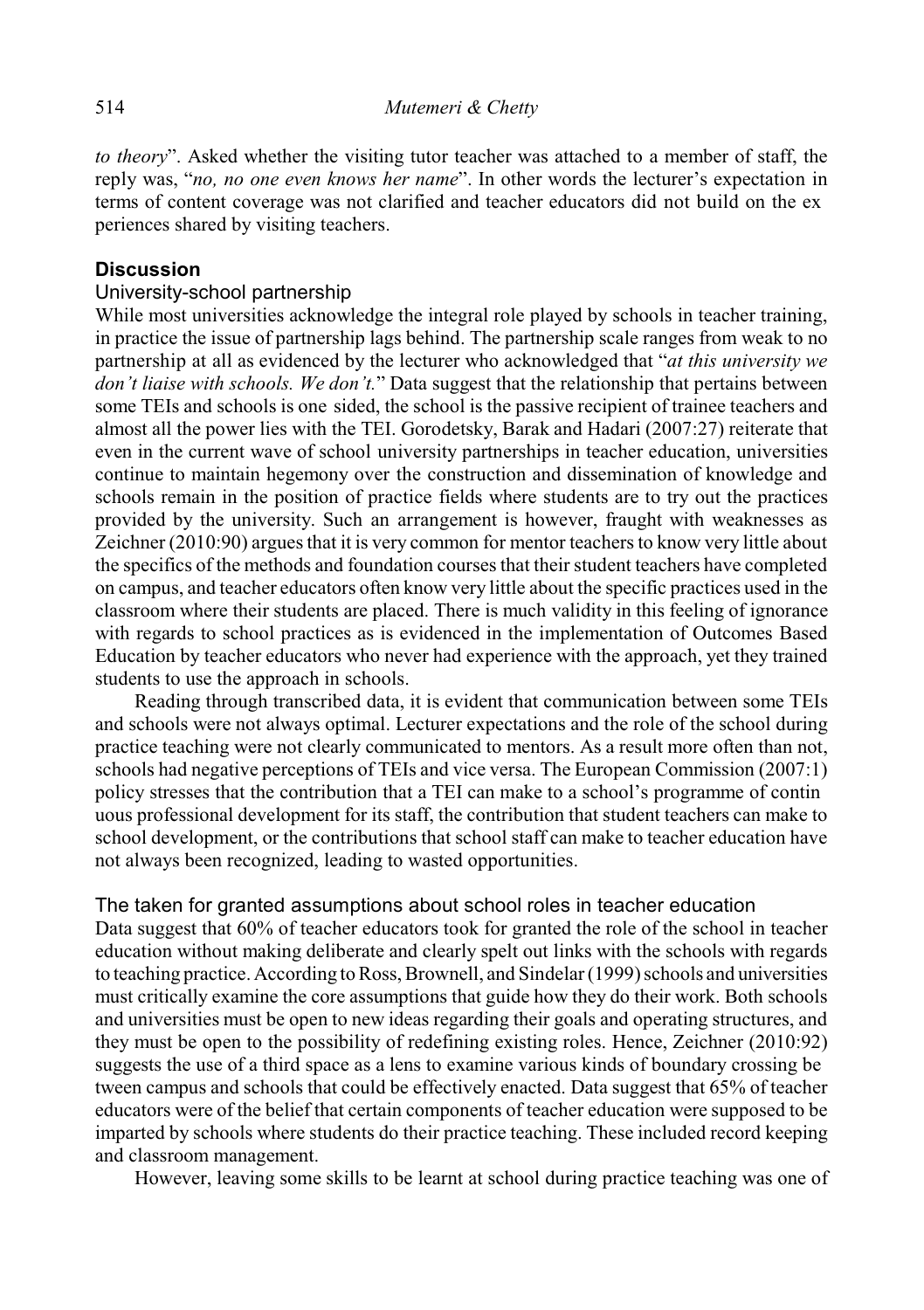*to theory*". Asked whether the visiting tutor teacher was attached to a member of staff, the reply was, "*no, no one even knows her name*". In other words the lecturer's expectation in terms of content coverage was not clarified and teacher educators did not build on the experiences shared by visiting teachers.

## Discussion

### University-school partnership

While most universities acknowledge the integral role played by schools in teacher training, in practice the issue of partnership lags behind. The partnership scale ranges from weak to no partnership at all as evidenced by the lecturer who acknowledged that "*at this university we don't liaise with schools. We don't.*" Data suggest that the relationship that pertains between some TEIs and schools is one sided, the school is the passive recipient of trainee teachers and almost all the power lies with the TEI. Gorodetsky, Barak and Hadari (2007:27) reiterate that even in the current wave of school university partnerships in teacher education, universities continue to maintain hegemony over the construction and dissemination of knowledge and schools remain in the position of practice fields where students are to try out the practices provided by the university. Such an arrangement is however, fraught with weaknesses as Zeichner (2010:90) argues that it is very common for mentor teachers to know very little about the specifics of the methods and foundation courses that their student teachers have completed on campus, and teacher educators often know very little about the specific practices used in the classroom where their students are placed. There is much validity in this feeling of ignorance with regards to school practices as is evidenced in the implementation of Outcomes Based Education by teacher educators who never had experience with the approach, yet they trained students to use the approach in schools.

Reading through transcribed data, it is evident that communication between some TEIs and schools were not always optimal. Lecturer expectations and the role of the school during practice teaching were not clearly communicated to mentors. As a result more often than not, schools had negative perceptions of TEIs and vice versa. The European Commission (2007:1) policy stresses that the contribution that a TEI can make to a school's programme of continuous professional development for its staff, the contribution that student teachers can make to school development, or the contributions that school staff can make to teacher education have not always been recognized, leading to wasted opportunities.

### The taken for granted assumptions about school roles in teacher education

Data suggest that 60% of teacher educators took for granted the role of the school in teacher education without making deliberate and clearly spelt out links with the schools with regards to teaching practice. According to Ross, Brownell, and Sindelar (1999) schools and universities must critically examine the core assumptions that guide how they do their work. Both schools and universities must be open to new ideas regarding their goals and operating structures, and they must be open to the possibility of redefining existing roles. Hence, Zeichner (2010:92) suggests the use of a third space as a lens to examine various kinds of boundary crossing between campus and schools that could be effectively enacted. Data suggest that 65% of teacher educators were of the belief that certain components of teacher education were supposed to be imparted by schools where students do their practice teaching. These included record keeping and classroom management.

However, leaving some skills to be learnt at school during practice teaching was one of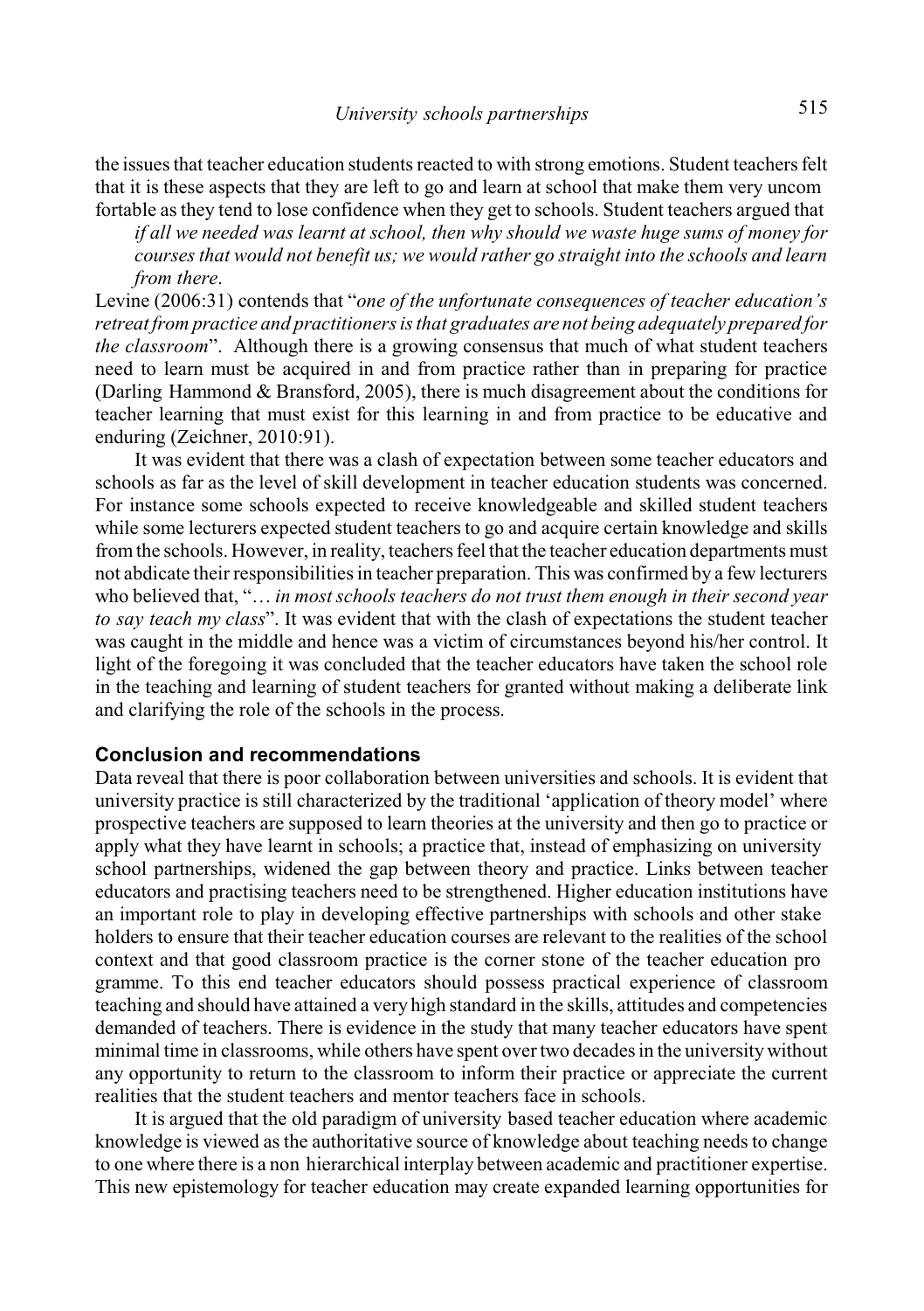the issues that teacher education students reacted to with strong emotions. Student teachers felt that it is these aspects that they are left to go and learn at school that make them very uncomfortable as they tend to lose confidence when they get to schools. Student teachers argued that

*if all we needed was learnt at school, then why should we waste huge sums of money for courses that would not benefit us; we would rather go straight into the schools and learn from there*.

Levine (2006:31) contends that "*one of the unfortunate consequences of teacher education's retreat from practice and practitioners is that graduates are not being adequately prepared for the classroom*". Although there is a growing consensus that much of what student teachers need to learn must be acquired in and from practice rather than in preparing for practice (Darling Hammond & Bransford, 2005), there is much disagreement about the conditions for teacher learning that must exist for this learning in and from practice to be educative and enduring (Zeichner, 2010:91).

It was evident that there was a clash of expectation between some teacher educators and schools as far as the level of skill development in teacher education students was concerned. For instance some schools expected to receive knowledgeable and skilled student teachers while some lecturers expected student teachers to go and acquire certain knowledge and skills from the schools. However, in reality, teachers feel that the teacher education departments must not abdicate their responsibilities in teacher preparation. This was confirmed by a few lecturers who believed that, "… *in most schools teachers do not trust them enough in their second year to say teach my class*". It was evident that with the clash of expectations the student teacher was caught in the middle and hence was a victim of circumstances beyond his/her control. It light of the foregoing it was concluded that the teacher educators have taken the school role in the teaching and learning of student teachers for granted without making a deliberate link and clarifying the role of the schools in the process.

## Conclusion and recommendations

Data reveal that there is poor collaboration between universities and schools. It is evident that university practice is still characterized by the traditional 'application of theory model' where prospective teachers are supposed to learn theories at the university and then go to practice or apply what they have learnt in schools; a practice that, instead of emphasizing on university school partnerships, widened the gap between theory and practice. Links between teacher educators and practising teachers need to be strengthened. Higher education institutions have an important role to play in developing effective partnerships with schools and other stakeholders to ensure that their teacher education courses are relevant to the realities of the school context and that good classroom practice is the corner stone of the teacher education programme. To this end teacher educators should possess practical experience of classroom teaching and should have attained a very high standard in the skills, attitudes and competencies demanded of teachers. There is evidence in the study that many teacher educators have spent minimal time in classrooms, while others have spent over two decades in the university without any opportunity to return to the classroom to inform their practice or appreciate the current realities that the student teachers and mentor teachers face in schools.

It is argued that the old paradigm of university based teacher education where academic knowledge is viewed as the authoritative source of knowledge about teaching needs to change to one where there is a non hierarchical interplay between academic and practitioner expertise. This new epistemology for teacher education may create expanded learning opportunities for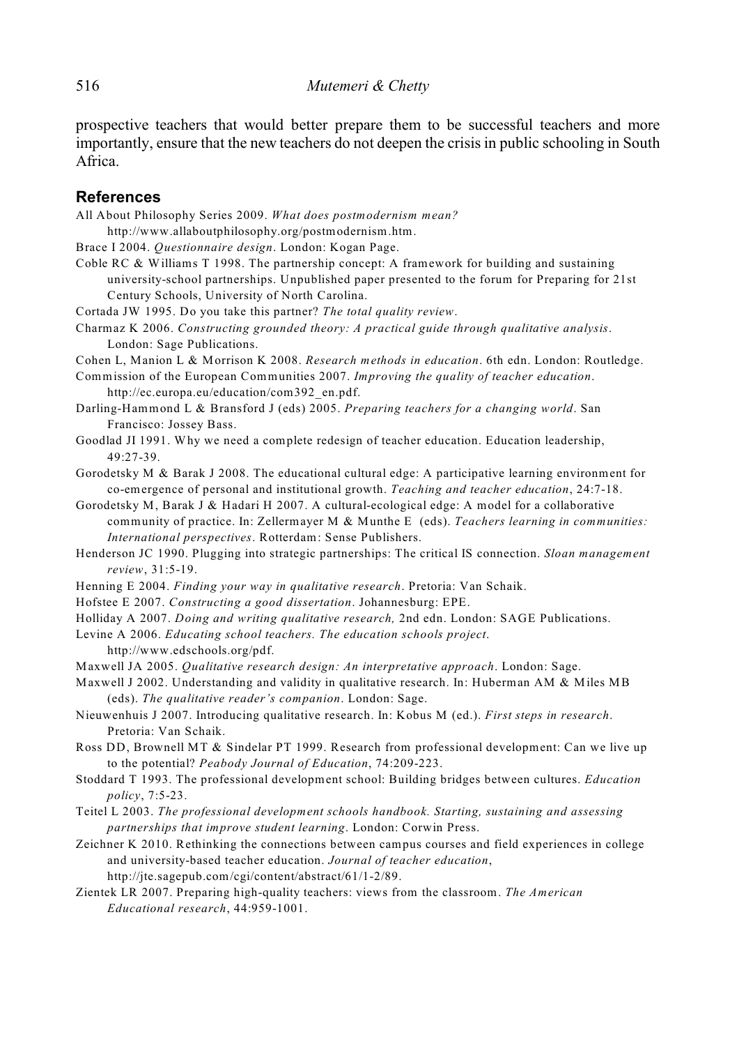prospective teachers that would better prepare them to be successful teachers and more importantly, ensure that the new teachers do not deepen the crisis in public schooling in South Africa.

## References

All About Philosophy Series 2009. *What does postmodernism mean?* http://www.allaboutphilosophy.org/postmodernism.htm.

Brace I 2004. *Questionnaire design*. London: Kogan Page.

Coble RC & Williams T 1998. The partnership concept: A framework for building and sustaining university-school partnerships. Unpublished paper presented to the forum for Preparing for 21st Century Schools, University of North Carolina.

Cortada JW 1995. Do you take this partner? *The total quality review*.

Charmaz K 2006. *Constructing grounded theory: A practical guide through qualitative analysis*. London: Sage Publications.

Cohen L, Manion L & Morrison K 2008. *Research methods in education*. 6th edn. London: Routledge.

Commission of the European Communities 2007. *Improving the quality of teacher education*. http://ec.europa.eu/education/com392_en.pdf.

Darling-Hammond L & Bransford J (eds) 2005. *Preparing teachers for a changing world*. San Francisco: Jossey Bass.

Goodlad JI 1991. Why we need a complete redesign of teacher education. Education leadership, 49:27-39.

Gorodetsky M & Barak J 2008. The educational cultural edge: A participative learning environment for co-emergence of personal and institutional growth. *Teaching and teacher education*, 24:7-18.

Gorodetsky M, Barak J & Hadari H 2007. A cultural-ecological edge: A model for a collaborative community of practice. In: Zellermayer M & Munthe E (eds). *Teachers learning in communities: International perspectives*. Rotterdam: Sense Publishers.

Henderson JC 1990. Plugging into strategic partnerships: The critical IS connection. *Sloan management review*, 31:5-19.

Henning E 2004. *Finding your way in qualitative research*. Pretoria: Van Schaik.

Hofstee E 2007. *Constructing a good dissertation*. Johannesburg: EPE.

Holliday A 2007. *Doing and writing qualitative research,* 2nd edn. London: SAGE Publications.

Levine A 2006. *Educating school teachers. The education schools project*. http://www.edschools.org/pdf.

Maxwell JA 2005. *Qualitative research design: An interpretative approach*. London: Sage.

Maxwell J 2002. Understanding and validity in qualitative research. In: Huberman AM & Miles MB (eds). *The qualitative reader's companion*. London: Sage.

Nieuwenhuis J 2007. Introducing qualitative research. In: Kobus M (ed.). *First steps in research*. Pretoria: Van Schaik.

Ross DD, Brownell MT & Sindelar PT 1999. Research from professional development: Can we live up to the potential? *Peabody Journal of Education*, 74:209-223.

Stoddard T 1993. The professional development school: Building bridges between cultures. *Education policy*, 7:5-23.

Teitel L 2003. *The professional development schools handbook. Starting, sustaining and assessing partnerships that improve student learning*. London: Corwin Press.

Zeichner K 2010. Rethinking the connections between campus courses and field experiences in college and university-based teacher education. *Journal of teacher education*, http://jte.sagepub.com/cgi/content/abstract/61/1-2/89.

Zientek LR 2007. Preparing high-quality teachers: views from the classroom. *The American Educational research*, 44:959-1001.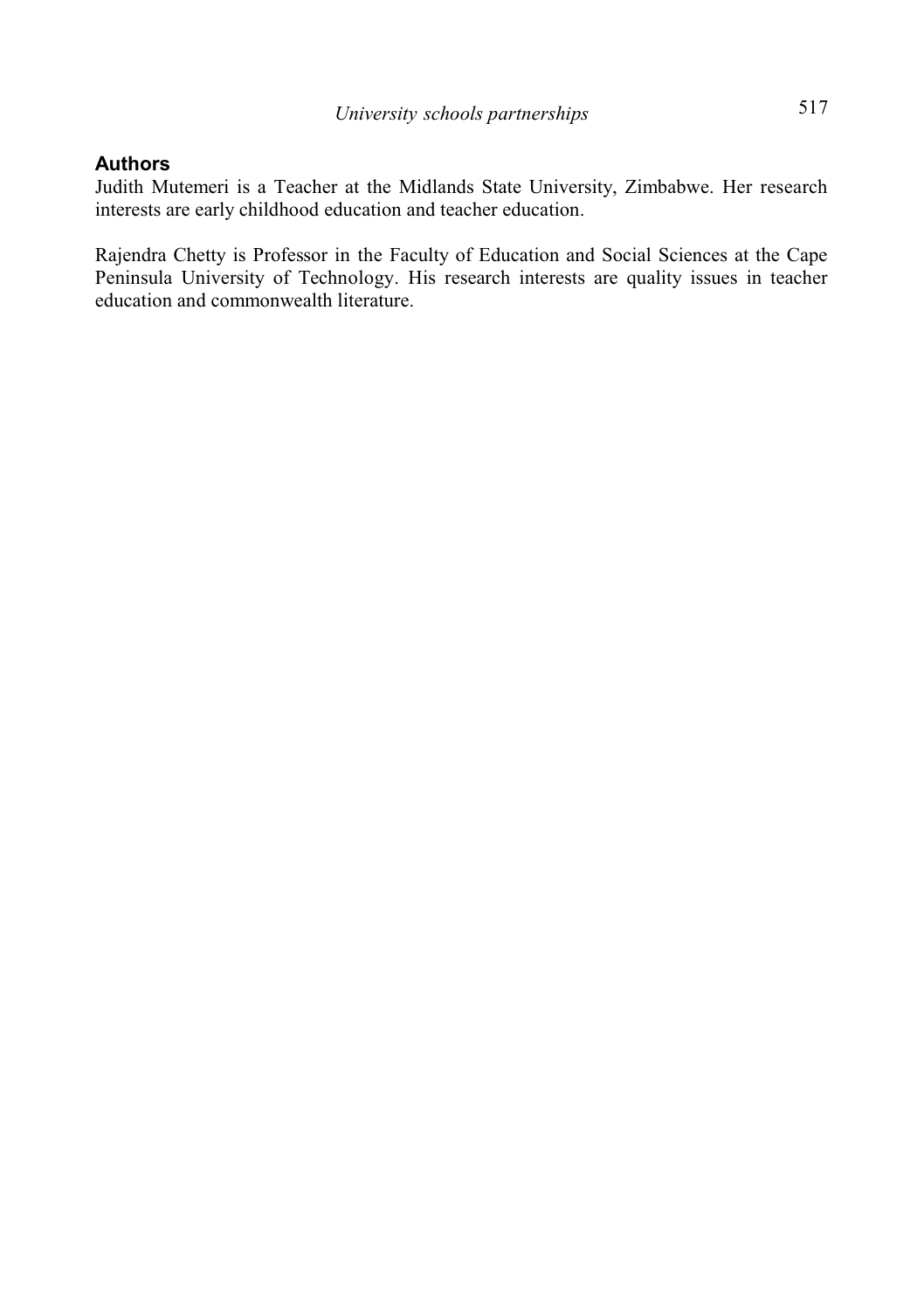## Authors

Judith Mutemeri is a Teacher at the Midlands State University, Zimbabwe. Her research interests are early childhood education and teacher education.

Rajendra Chetty is Professor in the Faculty of Education and Social Sciences at the Cape Peninsula University of Technology. His research interests are quality issues in teacher education and commonwealth literature.